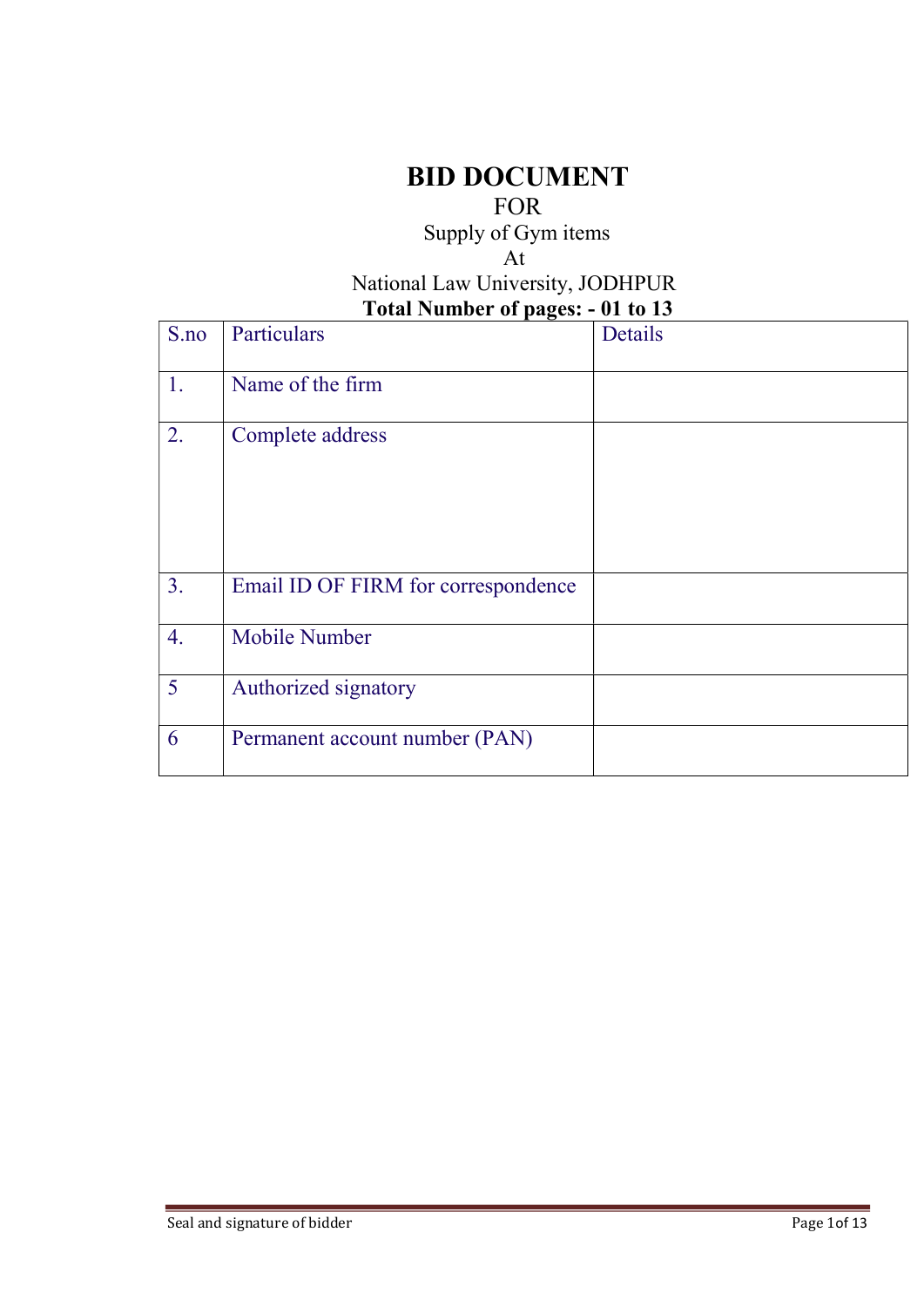# BID DOCUMENT

FOR

Supply of Gym items

At

National Law University, JODHPUR

**Total Number of pages: - 01 to 13**

| S.no | Particulars | Details |
|---|---|---|
| 1. | Name of the firm | |
| 2. | Complete address | |
| 3. | Email ID OF FIRM for correspondence | |
| 4. | Mobile Number | |
| 5 | Authorized signatory | |
| 6 | Permanent account number (PAN) | |

Seal and signature of bidder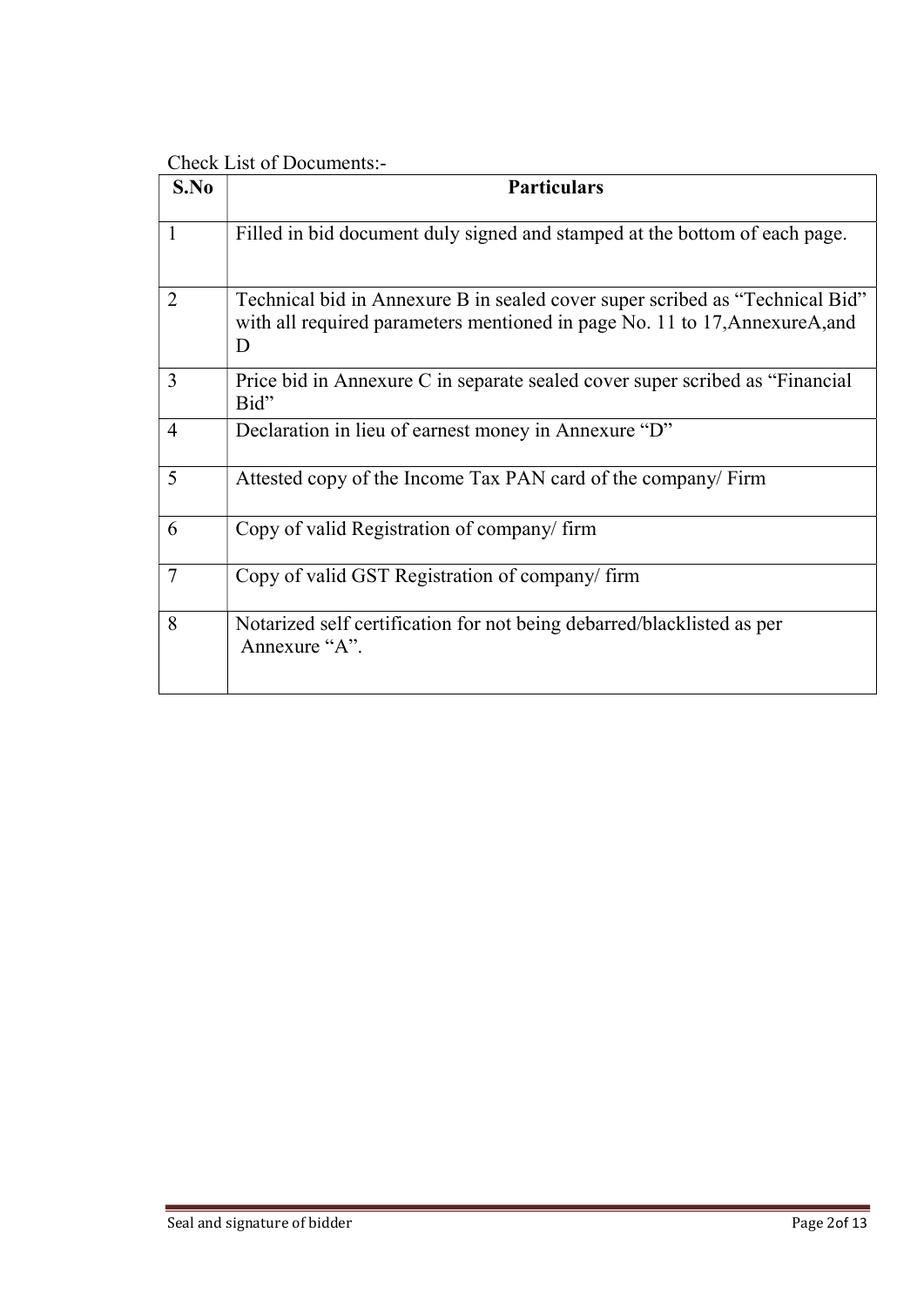Check List of Documents:-

| S.No | Particulars |
|---|---|
| 1 | Filled in bid document duly signed and stamped at the bottom of each page. |
| 2 | Technical bid in Annexure B in sealed cover super scribed as "Technical Bid" with all required parameters mentioned in page No. 11 to 17,AnnexureA,and D |
| 3 | Price bid in Annexure C in separate sealed cover super scribed as "Financial Bid" |
| 4 | Declaration in lieu of earnest money in Annexure "D" |
| 5 | Attested copy of the Income Tax PAN card of the company/ Firm |
| 6 | Copy of valid Registration of company/ firm |
| 7 | Copy of valid GST Registration of company/ firm |
| 8 | Notarized self certification for not being debarred/blacklisted as per Annexure "A". |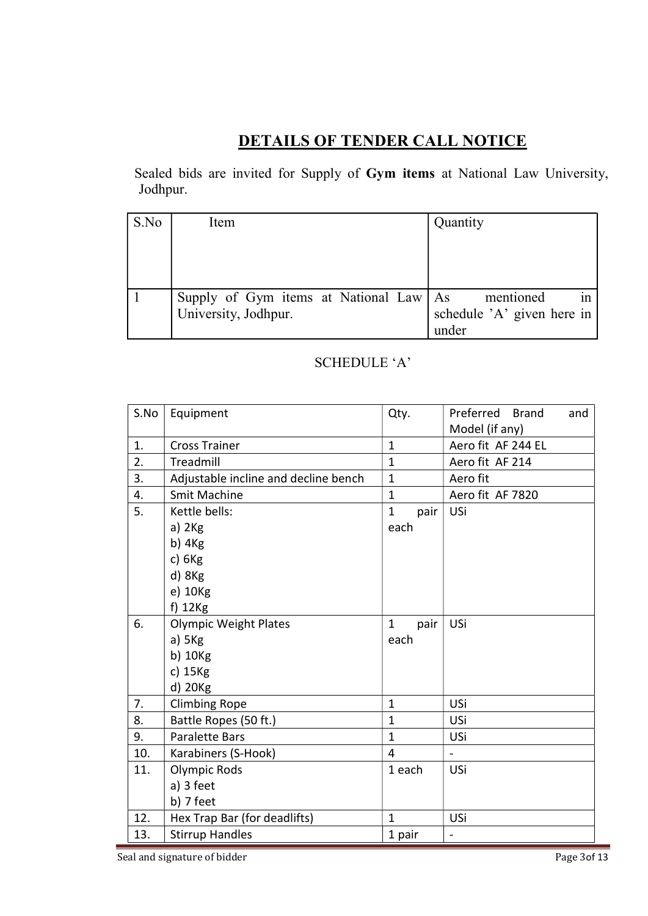# DETAILS OF TENDER CALL NOTICE

Sealed bids are invited for Supply of **Gym items** at National Law University, Jodhpur.

| S.No | Item | Quantity |
|---|---|---|
| 1 | Supply of Gym items at National Law University, Jodhpur. | As mentioned in schedule 'A' given here in under |

SCHEDULE 'A'

| S.No | Equipment | Qty. | Preferred Brand and Model (if any) |
|---|---|---|---|
| 1. | Cross Trainer | 1 | Aero fit AF 244 EL |
| 2. | Treadmill | 1 | Aero fit AF 214 |
| 3. | Adjustable incline and decline bench | 1 | Aero fit |
| 4. | Smit Machine | 1 | Aero fit AF 7820 |
| 5. | Kettle bells:<br>a) 2Kg<br>b) 4Kg<br>c) 6Kg<br>d) 8Kg<br>e) 10Kg<br>f) 12Kg | 1 pair each | USi |
| 6. | Olympic Weight Plates<br>a) 5Kg<br>b) 10Kg<br>c) 15Kg<br>d) 20Kg | 1 pair each | USi |
| 7. | Climbing Rope | 1 | USi |
| 8. | Battle Ropes (50 ft.) | 1 | USi |
| 9. | Paralette Bars | 1 | USi |
| 10. | Karabiners (S-Hook) | 4 | - |
| 11. | Olympic Rods<br>a) 3 feet<br>b) 7 feet | 1 each | USi |
| 12. | Hex Trap Bar (for deadlifts) | 1 | USi |
| 13. | Stirrup Handles | 1 pair | - |

Seal and signature of bidder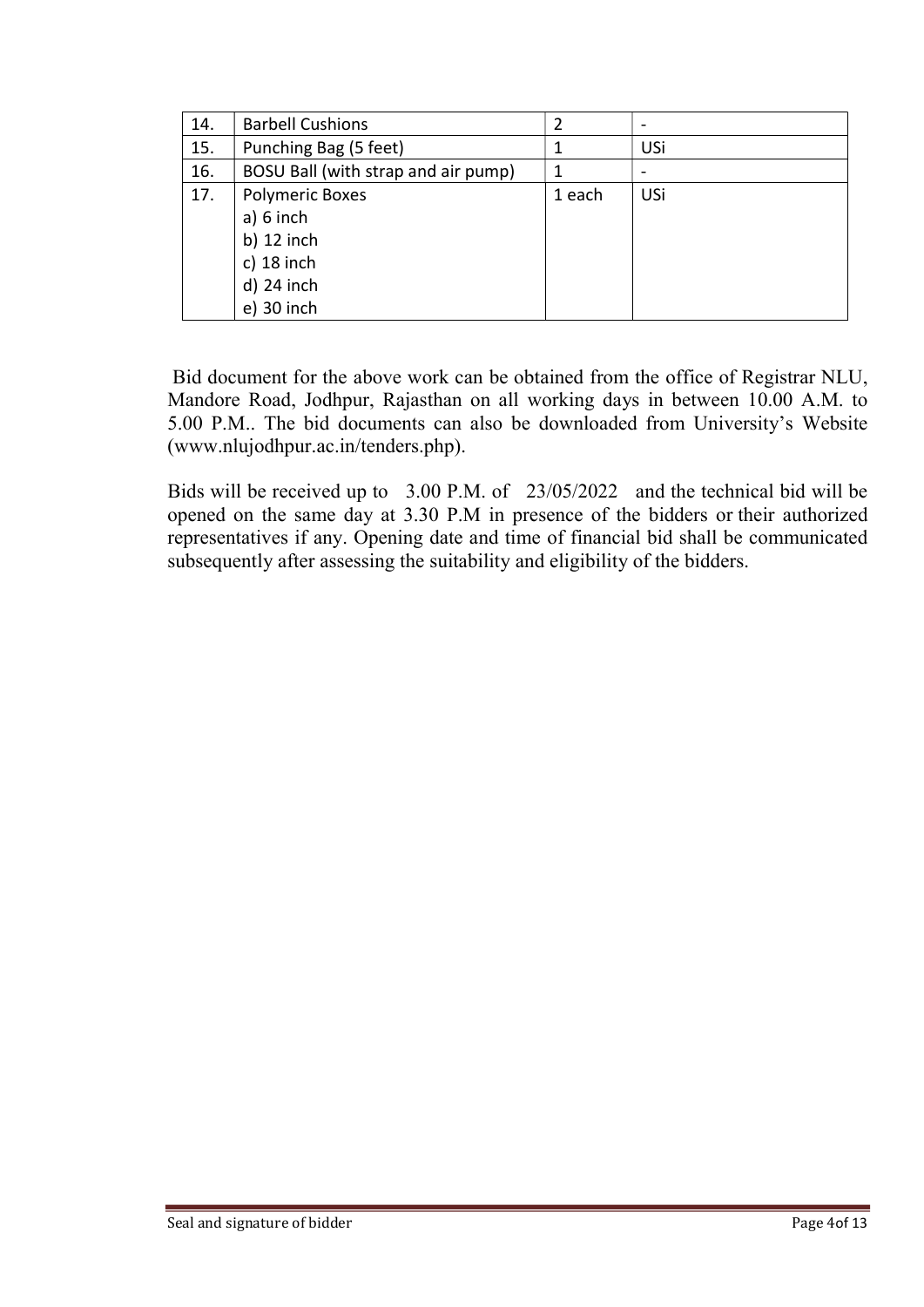| 14. | Barbell Cushions | 2 | - |
|---|---|---|---|
| 15. | Punching Bag (5 feet) | 1 | USi |
| 16. | BOSU Ball (with strap and air pump) | 1 | - |
| 17. | Polymeric Boxes<br>a) 6 inch<br>b) 12 inch<br>c) 18 inch<br>d) 24 inch<br>e) 30 inch | 1 each | USi |

Bid document for the above work can be obtained from the office of Registrar NLU, Mandore Road, Jodhpur, Rajasthan on all working days in between 10.00 A.M. to 5.00 P.M.. The bid documents can also be downloaded from University's Website (www.nlujodhpur.ac.in/tenders.php).

Bids will be received up to 3.00 P.M. of 23/05/2022 and the technical bid will be opened on the same day at 3.30 P.M in presence of the bidders or their authorized representatives if any. Opening date and time of financial bid shall be communicated subsequently after assessing the suitability and eligibility of the bidders.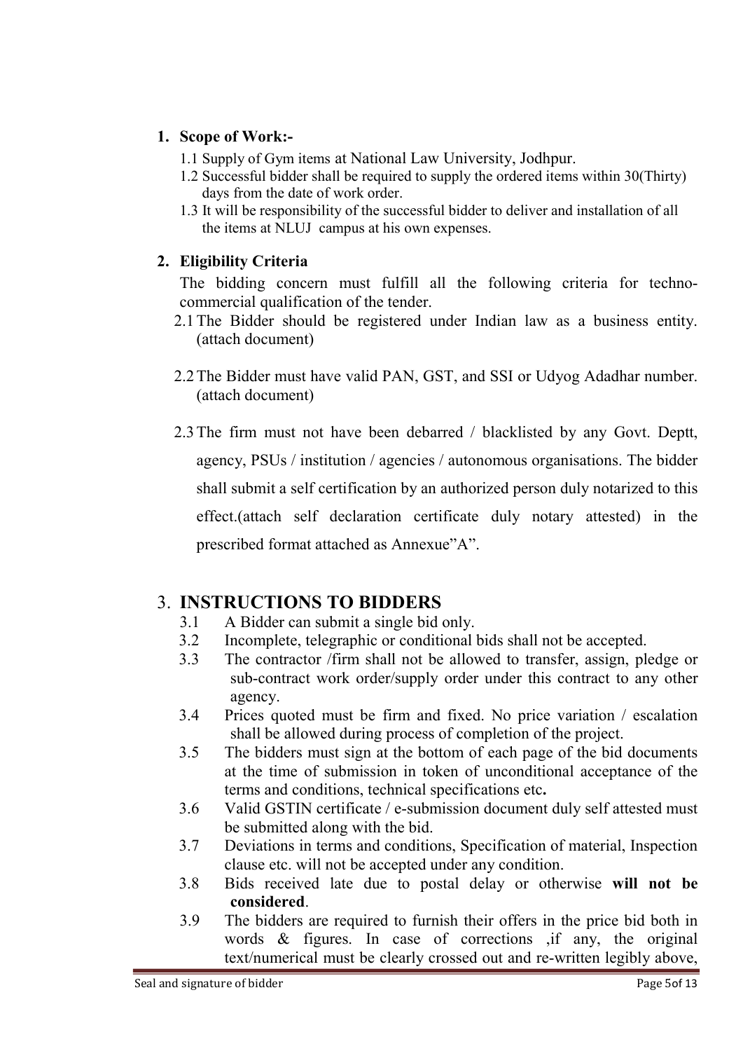## 1. Scope of Work:-

1.1 Supply of Gym items at National Law University, Jodhpur.

1.2 Successful bidder shall be required to supply the ordered items within 30(Thirty) days from the date of work order.

1.3 It will be responsibility of the successful bidder to deliver and installation of all the items at NLUJ campus at his own expenses.

## 2. Eligibility Criteria

The bidding concern must fulfill all the following criteria for techno-commercial qualification of the tender.

2.1 The Bidder should be registered under Indian law as a business entity. (attach document)

2.2 The Bidder must have valid PAN, GST, and SSI or Udyog Adadhar number. (attach document)

2.3 The firm must not have been debarred / blacklisted by any Govt. Deptt, agency, PSUs / institution / agencies / autonomous organisations. The bidder shall submit a self certification by an authorized person duly notarized to this effect.(attach self declaration certificate duly notary attested) in the prescribed format attached as Annexue"A".

## 3. INSTRUCTIONS TO BIDDERS

3.1 A Bidder can submit a single bid only.

3.2 Incomplete, telegraphic or conditional bids shall not be accepted.

3.3 The contractor /firm shall not be allowed to transfer, assign, pledge or sub-contract work order/supply order under this contract to any other agency.

3.4 Prices quoted must be firm and fixed. No price variation / escalation shall be allowed during process of completion of the project.

3.5 The bidders must sign at the bottom of each page of the bid documents at the time of submission in token of unconditional acceptance of the terms and conditions, technical specifications etc**.**

3.6 Valid GSTIN certificate / e-submission document duly self attested must be submitted along with the bid.

3.7 Deviations in terms and conditions, Specification of material, Inspection clause etc. will not be accepted under any condition.

3.8 Bids received late due to postal delay or otherwise **will not be considered**.

3.9 The bidders are required to furnish their offers in the price bid both in words & figures. In case of corrections ,if any, the original text/numerical must be clearly crossed out and re-written legibly above,

Seal and signature of bidder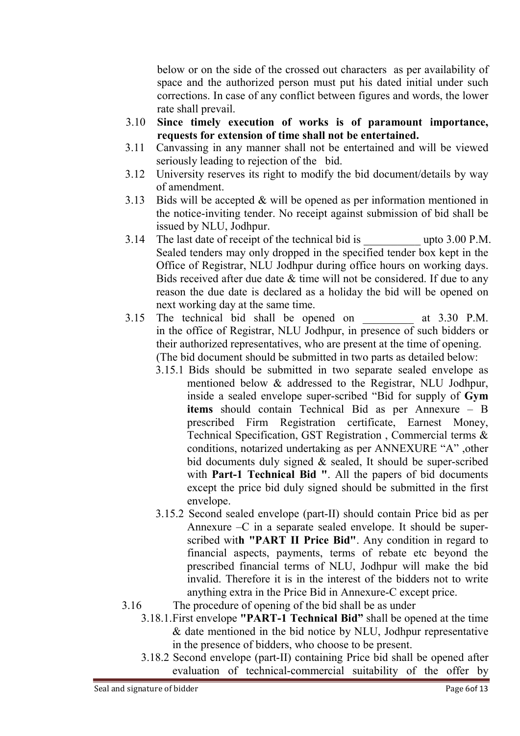below or on the side of the crossed out characters as per availability of space and the authorized person must put his dated initial under such corrections. In case of any conflict between figures and words, the lower rate shall prevail.

3.10 **Since timely execution of works is of paramount importance, requests for extension of time shall not be entertained.**

3.11 Canvassing in any manner shall not be entertained and will be viewed seriously leading to rejection of the bid.

3.12 University reserves its right to modify the bid document/details by way of amendment.

3.13 Bids will be accepted & will be opened as per information mentioned in the notice-inviting tender. No receipt against submission of bid shall be issued by NLU, Jodhpur.

3.14 The last date of receipt of the technical bid is __________ upto 3.00 P.M. Sealed tenders may only dropped in the specified tender box kept in the Office of Registrar, NLU Jodhpur during office hours on working days. Bids received after due date & time will not be considered. If due to any reason the due date is declared as a holiday the bid will be opened on next working day at the same time.

3.15 The technical bid shall be opened on _________ at 3.30 P.M. in the office of Registrar, NLU Jodhpur, in presence of such bidders or their authorized representatives, who are present at the time of opening. (The bid document should be submitted in two parts as detailed below:

3.15.1 Bids should be submitted in two separate sealed envelope as mentioned below & addressed to the Registrar, NLU Jodhpur, inside a sealed envelope super-scribed "Bid for supply of **Gym items** should contain Technical Bid as per Annexure – B prescribed Firm Registration certificate, Earnest Money, Technical Specification, GST Registration , Commercial terms & conditions, notarized undertaking as per ANNEXURE "A" ,other bid documents duly signed & sealed, It should be super-scribed with **Part-1 Technical Bid "**. All the papers of bid documents except the price bid duly signed should be submitted in the first envelope.

3.15.2 Second sealed envelope (part-II) should contain Price bid as per Annexure –C in a separate sealed envelope. It should be super-scribed wit**h "PART II Price Bid"**. Any condition in regard to financial aspects, payments, terms of rebate etc beyond the prescribed financial terms of NLU, Jodhpur will make the bid invalid. Therefore it is in the interest of the bidders not to write anything extra in the Price Bid in Annexure-C except price.

3.16 The procedure of opening of the bid shall be as under

3.18.1.First envelope **"PART-1 Technical Bid"** shall be opened at the time & date mentioned in the bid notice by NLU, Jodhpur representative in the presence of bidders, who choose to be present.

3.18.2 Second envelope (part-II) containing Price bid shall be opened after evaluation of technical-commercial suitability of the offer by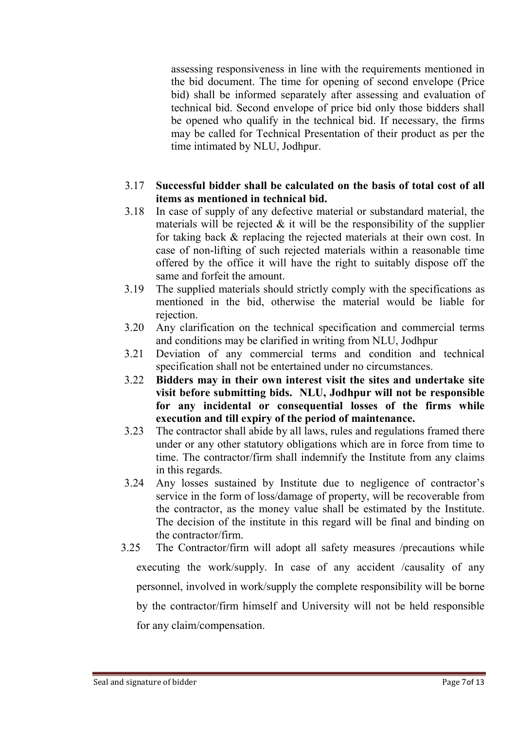assessing responsiveness in line with the requirements mentioned in the bid document. The time for opening of second envelope (Price bid) shall be informed separately after assessing and evaluation of technical bid. Second envelope of price bid only those bidders shall be opened who qualify in the technical bid. If necessary, the firms may be called for Technical Presentation of their product as per the time intimated by NLU, Jodhpur.

3.17 **Successful bidder shall be calculated on the basis of total cost of all items as mentioned in technical bid.**

3.18 In case of supply of any defective material or substandard material, the materials will be rejected & it will be the responsibility of the supplier for taking back & replacing the rejected materials at their own cost. In case of non-lifting of such rejected materials within a reasonable time offered by the office it will have the right to suitably dispose off the same and forfeit the amount.

3.19 The supplied materials should strictly comply with the specifications as mentioned in the bid, otherwise the material would be liable for rejection.

3.20 Any clarification on the technical specification and commercial terms and conditions may be clarified in writing from NLU, Jodhpur

3.21 Deviation of any commercial terms and condition and technical specification shall not be entertained under no circumstances.

3.22 **Bidders may in their own interest visit the sites and undertake site visit before submitting bids. NLU, Jodhpur will not be responsible for any incidental or consequential losses of the firms while execution and till expiry of the period of maintenance.**

3.23 The contractor shall abide by all laws, rules and regulations framed there under or any other statutory obligations which are in force from time to time. The contractor/firm shall indemnify the Institute from any claims in this regards.

3.24 Any losses sustained by Institute due to negligence of contractor's service in the form of loss/damage of property, will be recoverable from the contractor, as the money value shall be estimated by the Institute. The decision of the institute in this regard will be final and binding on the contractor/firm.

3.25 The Contractor/firm will adopt all safety measures /precautions while executing the work/supply. In case of any accident /causality of any personnel, involved in work/supply the complete responsibility will be borne by the contractor/firm himself and University will not be held responsible for any claim/compensation.

Seal and signature of bidder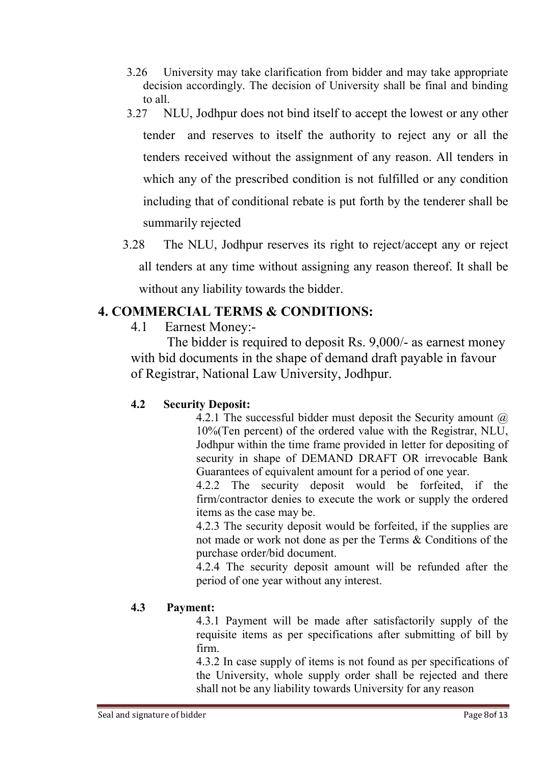3.26 University may take clarification from bidder and may take appropriate decision accordingly. The decision of University shall be final and binding to all.

3.27 NLU, Jodhpur does not bind itself to accept the lowest or any other tender and reserves to itself the authority to reject any or all the tenders received without the assignment of any reason. All tenders in which any of the prescribed condition is not fulfilled or any condition including that of conditional rebate is put forth by the tenderer shall be summarily rejected

3.28 The NLU, Jodhpur reserves its right to reject/accept any or reject all tenders at any time without assigning any reason thereof. It shall be without any liability towards the bidder.

## 4. COMMERCIAL TERMS & CONDITIONS:

4.1 Earnest Money:-

The bidder is required to deposit Rs. 9,000/- as earnest money with bid documents in the shape of demand draft payable in favour of Registrar, National Law University, Jodhpur.

**4.2 Security Deposit:**

4.2.1 The successful bidder must deposit the Security amount @ 10%(Ten percent) of the ordered value with the Registrar, NLU, Jodhpur within the time frame provided in letter for depositing of security in shape of DEMAND DRAFT OR irrevocable Bank Guarantees of equivalent amount for a period of one year.

4.2.2 The security deposit would be forfeited, if the firm/contractor denies to execute the work or supply the ordered items as the case may be.

4.2.3 The security deposit would be forfeited, if the supplies are not made or work not done as per the Terms & Conditions of the purchase order/bid document.

4.2.4 The security deposit amount will be refunded after the period of one year without any interest.

**4.3 Payment:**

4.3.1 Payment will be made after satisfactorily supply of the requisite items as per specifications after submitting of bill by firm.

4.3.2 In case supply of items is not found as per specifications of the University, whole supply order shall be rejected and there shall not be any liability towards University for any reason

Seal and signature of bidder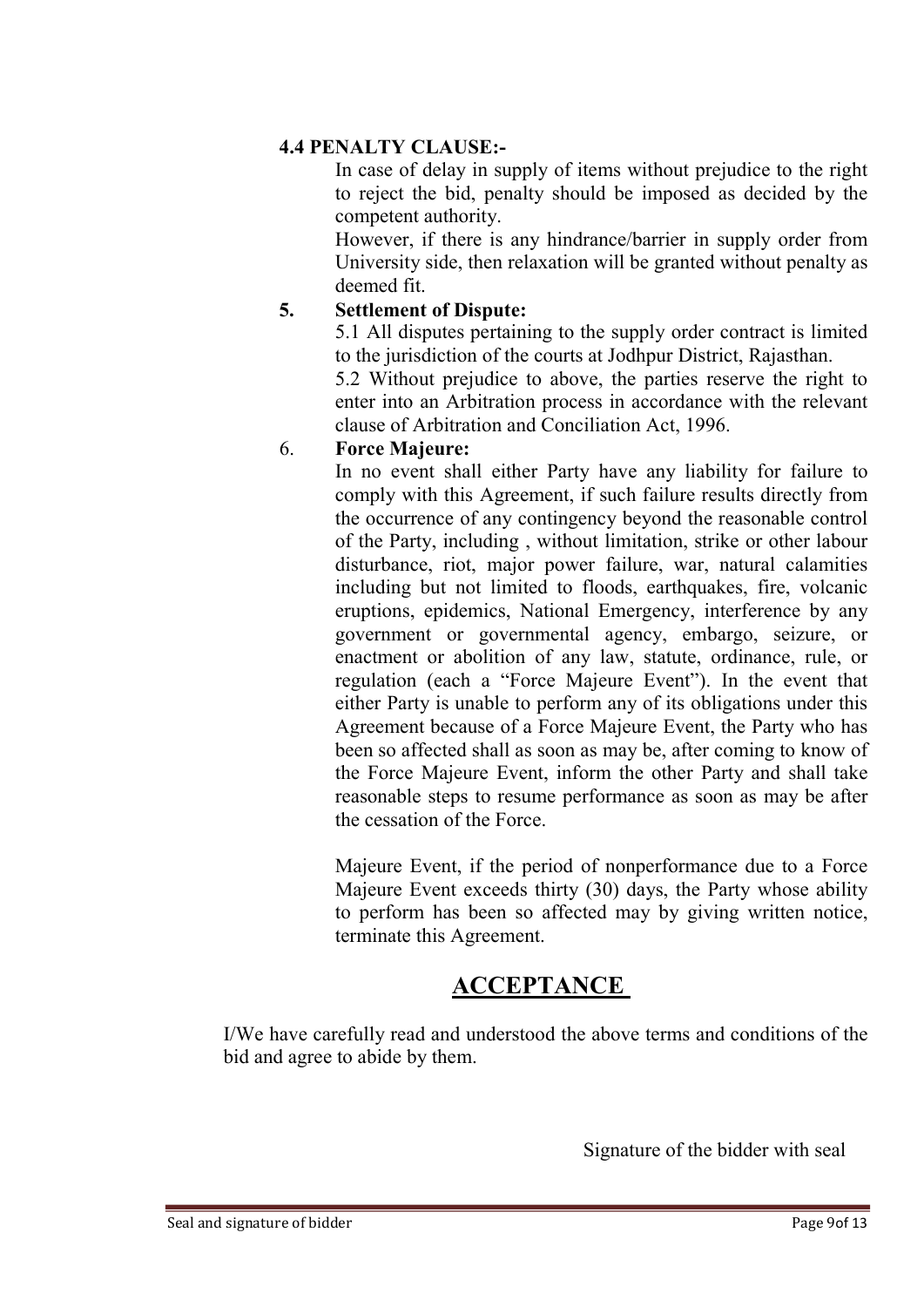**4.4 PENALTY CLAUSE:-**

In case of delay in supply of items without prejudice to the right to reject the bid, penalty should be imposed as decided by the competent authority.

However, if there is any hindrance/barrier in supply order from University side, then relaxation will be granted without penalty as deemed fit.

**5. Settlement of Dispute:**

5.1 All disputes pertaining to the supply order contract is limited to the jurisdiction of the courts at Jodhpur District, Rajasthan.

5.2 Without prejudice to above, the parties reserve the right to enter into an Arbitration process in accordance with the relevant clause of Arbitration and Conciliation Act, 1996.

6. **Force Majeure:**

In no event shall either Party have any liability for failure to comply with this Agreement, if such failure results directly from the occurrence of any contingency beyond the reasonable control of the Party, including , without limitation, strike or other labour disturbance, riot, major power failure, war, natural calamities including but not limited to floods, earthquakes, fire, volcanic eruptions, epidemics, National Emergency, interference by any government or governmental agency, embargo, seizure, or enactment or abolition of any law, statute, ordinance, rule, or regulation (each a "Force Majeure Event"). In the event that either Party is unable to perform any of its obligations under this Agreement because of a Force Majeure Event, the Party who has been so affected shall as soon as may be, after coming to know of the Force Majeure Event, inform the other Party and shall take reasonable steps to resume performance as soon as may be after the cessation of the Force.

Majeure Event, if the period of nonperformance due to a Force Majeure Event exceeds thirty (30) days, the Party whose ability to perform has been so affected may by giving written notice, terminate this Agreement.

## ACCEPTANCE

I/We have carefully read and understood the above terms and conditions of the bid and agree to abide by them.

Signature of the bidder with seal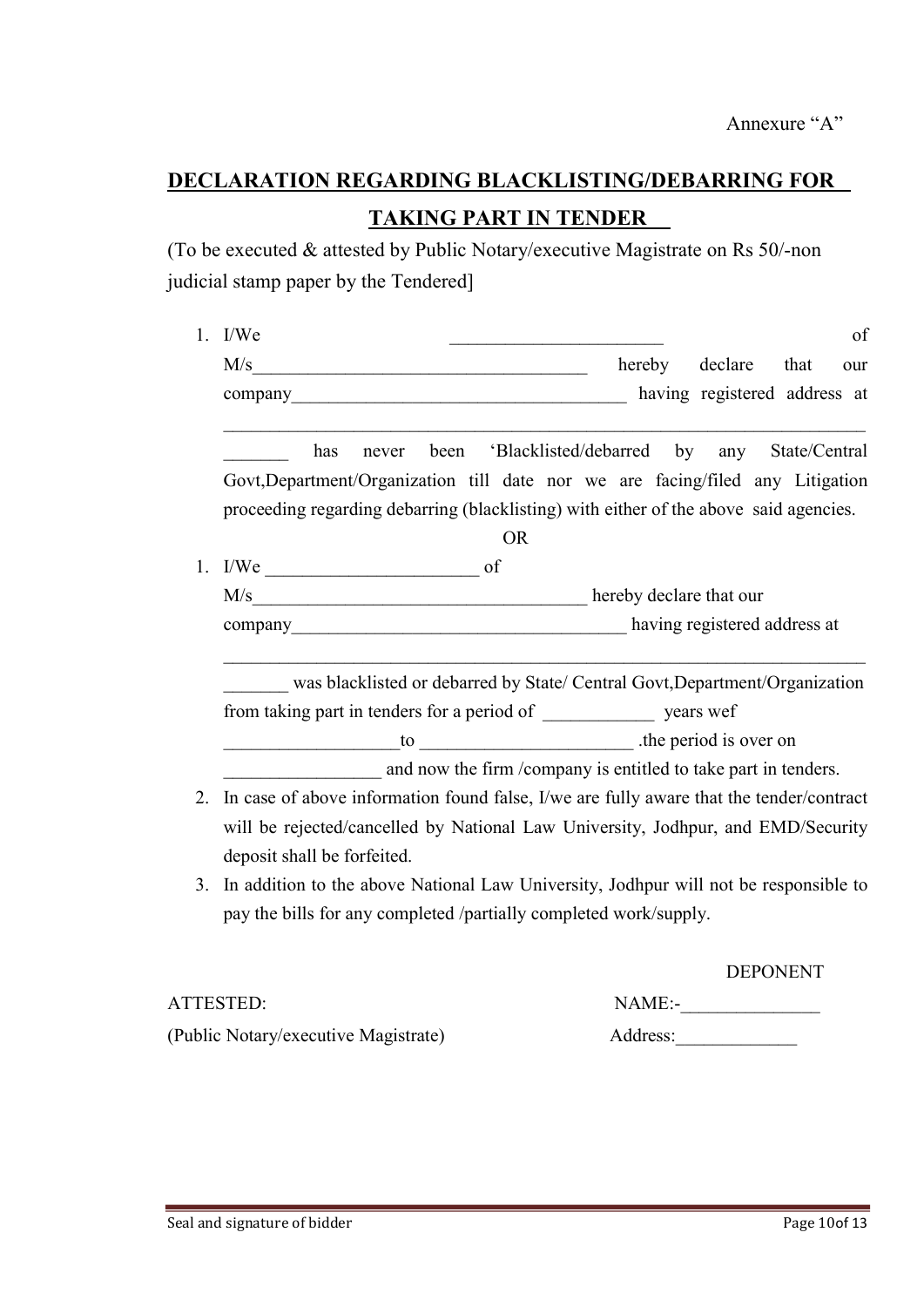Annexure "A"

# DECLARATION REGARDING BLACKLISTING/DEBARRING FOR TAKING PART IN TENDER

(To be executed & attested by Public Notary/executive Magistrate on Rs 50/-non judicial stamp paper by the Tendered]

1. I/We _______________________ of M/s____________________________________ hereby declare that our company____________________________________ having registered address at ____________________________________________________________________ _______ has never been 'Blacklisted/debarred by any State/Central Govt,Department/Organization till date nor we are facing/filed any Litigation proceeding regarding debarring (blacklisting) with either of the above said agencies.

OR

1. I/We _______________________ of M/s____________________________________ hereby declare that our company____________________________________ having registered address at ____________________________________________________________________ _______ was blacklisted or debarred by State/ Central Govt,Department/Organization from taking part in tenders for a period of ____________ years wef ___________________to _______________________ .the period is over on _________________ and now the firm /company is entitled to take part in tenders.
2. In case of above information found false, I/we are fully aware that the tender/contract will be rejected/cancelled by National Law University, Jodhpur, and EMD/Security deposit shall be forfeited.
3. In addition to the above National Law University, Jodhpur will not be responsible to pay the bills for any completed /partially completed work/supply.

DEPONENT

ATTESTED:

(Public Notary/executive Magistrate)

NAME:-_______________

Address:_____________

Seal and signature of bidder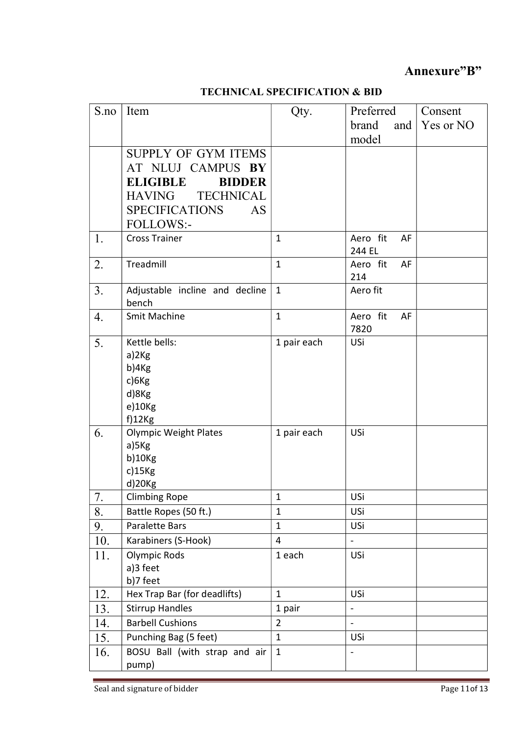## Annexure"B"

### TECHNICAL SPECIFICATION & BID

| S.no | Item | Qty. | Preferred brand and model | Consent Yes or NO |
|---|---|---|---|---|
| | SUPPLY OF GYM ITEMS AT NLUJ CAMPUS **BY ELIGIBLE BIDDER** HAVING TECHNICAL SPECIFICATIONS AS FOLLOWS:- | | | |
| 1. | Cross Trainer | 1 | Aero fit AF 244 EL | |
| 2. | Treadmill | 1 | Aero fit AF 214 | |
| 3. | Adjustable incline and decline bench | 1 | Aero fit | |
| 4. | Smit Machine | 1 | Aero fit AF 7820 | |
| 5. | Kettle bells:<br>a)2Kg<br>b)4Kg<br>c)6Kg<br>d)8Kg<br>e)10Kg<br>f)12Kg | 1 pair each | USi | |
| 6. | Olympic Weight Plates<br>a)5Kg<br>b)10Kg<br>c)15Kg<br>d)20Kg | 1 pair each | USi | |
| 7. | Climbing Rope | 1 | USi | |
| 8. | Battle Ropes (50 ft.) | 1 | USi | |
| 9. | Paralette Bars | 1 | USi | |
| 10. | Karabiners (S-Hook) | 4 | - | |
| 11. | Olympic Rods<br>a)3 feet<br>b)7 feet | 1 each | USi | |
| 12. | Hex Trap Bar (for deadlifts) | 1 | USi | |
| 13. | Stirrup Handles | 1 pair | - | |
| 14. | Barbell Cushions | 2 | - | |
| 15. | Punching Bag (5 feet) | 1 | USi | |
| 16. | BOSU Ball (with strap and air pump) | 1 | - | |

Seal and signature of bidder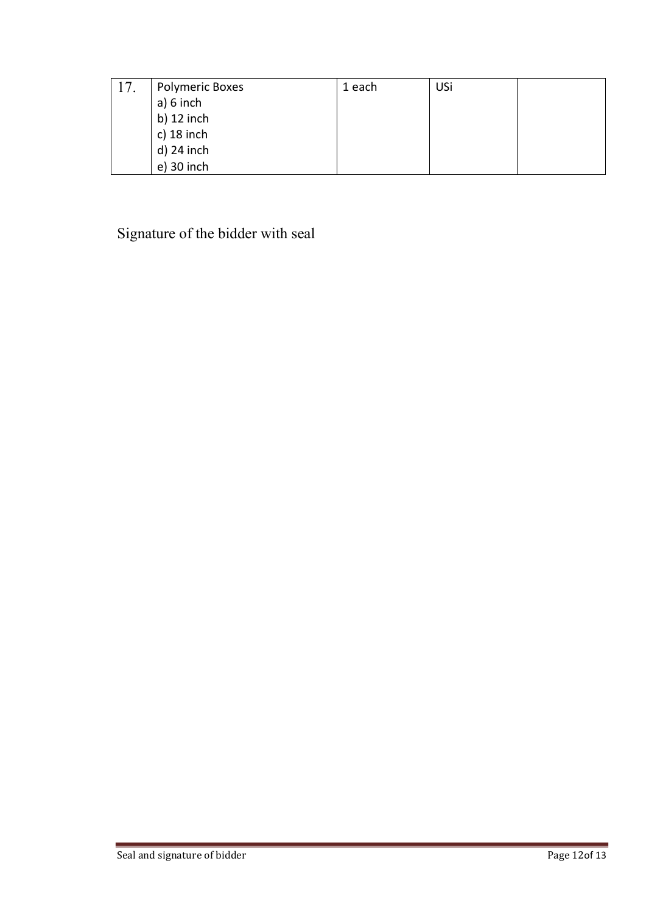| | | | | |
|---|---|---|---|---|
| 17. | Polymeric Boxes<br>a) 6 inch<br>b) 12 inch<br>c) 18 inch<br>d) 24 inch<br>e) 30 inch | 1 each | USi | |

Signature of the bidder with seal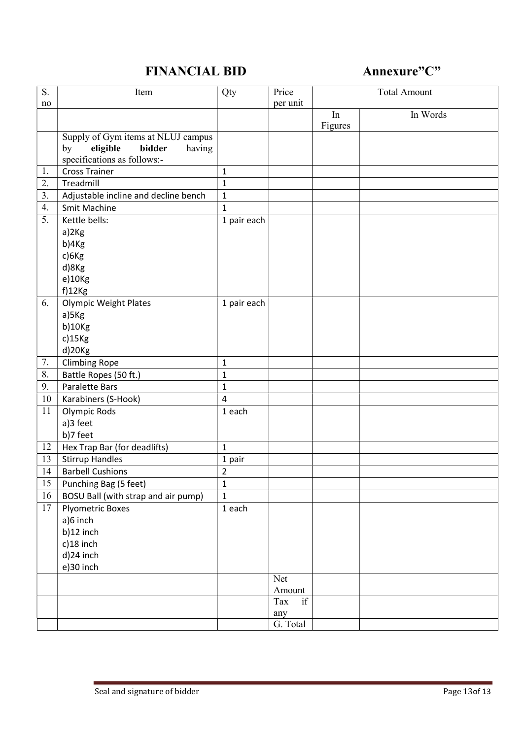# FINANCIAL BID Annexure"C"

| S. no | Item | Qty | Price per unit | Total Amount | |
|---|---|---|---|---|---|
| | | | | In Figures | In Words |
| | Supply of Gym items at NLUJ campus by **eligible bidder** having specifications as follows:- | | | | |
| 1. | Cross Trainer | 1 | | | |
| 2. | Treadmill | 1 | | | |
| 3. | Adjustable incline and decline bench | 1 | | | |
| 4. | Smit Machine | 1 | | | |
| 5. | Kettle bells:<br>a)2Kg<br>b)4Kg<br>c)6Kg<br>d)8Kg<br>e)10Kg<br>f)12Kg | 1 pair each | | | |
| 6. | Olympic Weight Plates<br>a)5Kg<br>b)10Kg<br>c)15Kg<br>d)20Kg | 1 pair each | | | |
| 7. | Climbing Rope | 1 | | | |
| 8. | Battle Ropes (50 ft.) | 1 | | | |
| 9. | Paralette Bars | 1 | | | |
| 10 | Karabiners (S-Hook) | 4 | | | |
| 11 | Olympic Rods<br>a)3 feet<br>b)7 feet | 1 each | | | |
| 12 | Hex Trap Bar (for deadlifts) | 1 | | | |
| 13 | Stirrup Handles | 1 pair | | | |
| 14 | Barbell Cushions | 2 | | | |
| 15 | Punching Bag (5 feet) | 1 | | | |
| 16 | BOSU Ball (with strap and air pump) | 1 | | | |
| 17 | Plyometric Boxes<br>a)6 inch<br>b)12 inch<br>c)18 inch<br>d)24 inch<br>e)30 inch | 1 each | | | |
| | | | Net Amount | | |
| | | | Tax if any | | |
| | | | G. Total | | |

Seal and signature of bidder